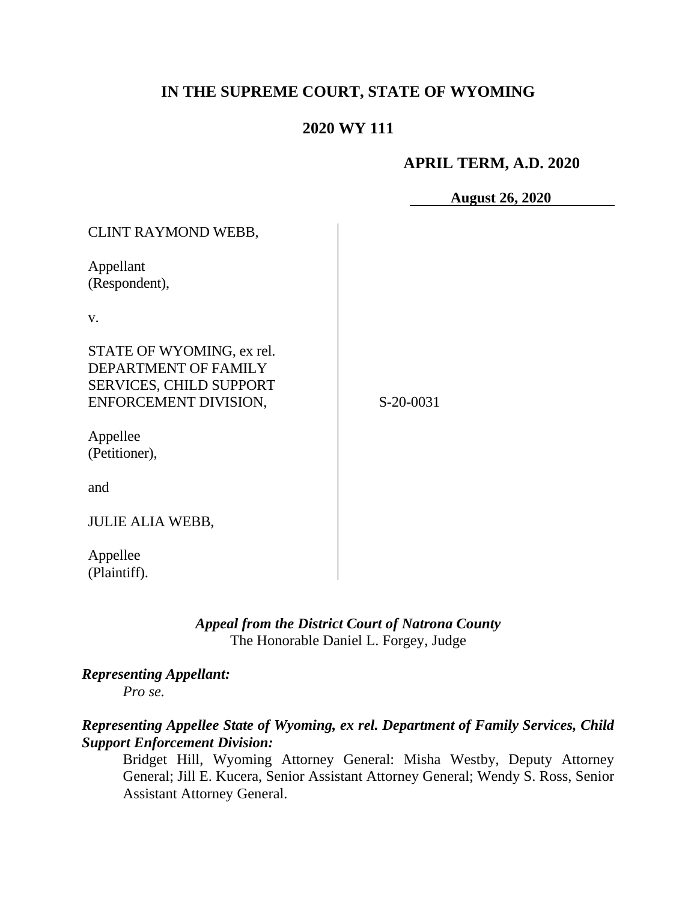# IN THE SUPREME COURT, STATE OF WYOMING

## 2020 WY 111

### APRIL TERM, A.D. 2020

**August 26, 2020**

CLINT RAYMOND WEBB,

Appellant
(Respondent),

v.

STATE OF WYOMING, ex rel. DEPARTMENT OF FAMILY SERVICES, CHILD SUPPORT ENFORCEMENT DIVISION,

Appellee
(Petitioner),

and

JULIE ALIA WEBB,

Appellee
(Plaintiff).

S-20-0031

***Appeal from the District Court of Natrona County***
The Honorable Daniel L. Forgey, Judge

***Representing Appellant:***

*Pro se.*

***Representing Appellee State of Wyoming, ex rel. Department of Family Services, Child Support Enforcement Division:***

Bridget Hill, Wyoming Attorney General: Misha Westby, Deputy Attorney General; Jill E. Kucera, Senior Assistant Attorney General; Wendy S. Ross, Senior Assistant Attorney General.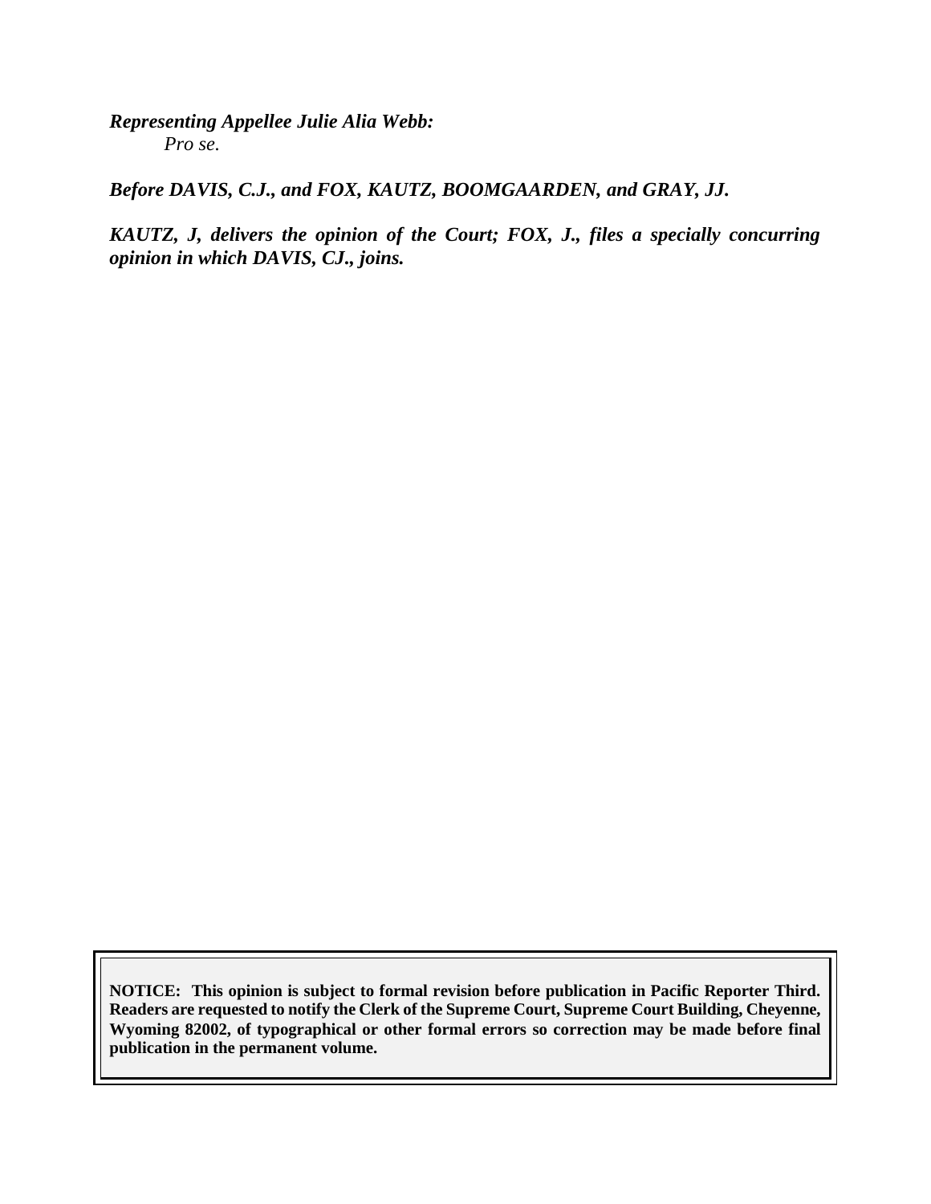***Representing Appellee Julie Alia Webb:***
*Pro se.*

***Before DAVIS, C.J., and FOX, KAUTZ, BOOMGAARDEN, and GRAY, JJ.***

***KAUTZ, J, delivers the opinion of the Court; FOX, J., files a specially concurring opinion in which DAVIS, CJ., joins.***

**NOTICE: This opinion is subject to formal revision before publication in Pacific Reporter Third. Readers are requested to notify the Clerk of the Supreme Court, Supreme Court Building, Cheyenne, Wyoming 82002, of typographical or other formal errors so correction may be made before final publication in the permanent volume.**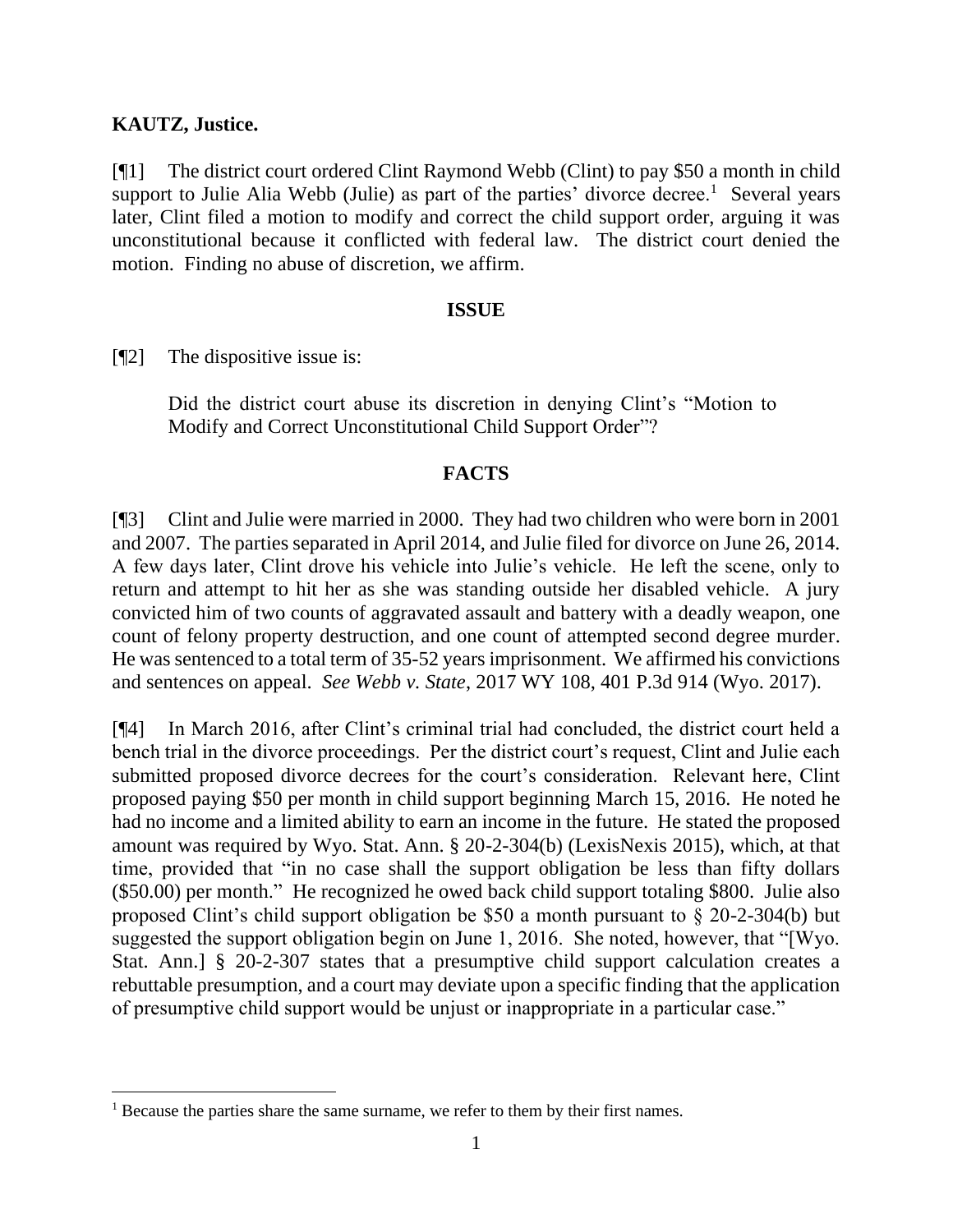**KAUTZ, Justice.**

[¶1] The district court ordered Clint Raymond Webb (Clint) to pay $50 a month in child support to Julie Alia Webb (Julie) as part of the parties' divorce decree.[1] Several years later, Clint filed a motion to modify and correct the child support order, arguing it was unconstitutional because it conflicted with federal law. The district court denied the motion. Finding no abuse of discretion, we affirm.

## ISSUE

[¶2] The dispositive issue is:

> Did the district court abuse its discretion in denying Clint's "Motion to Modify and Correct Unconstitutional Child Support Order"?

## FACTS

[¶3] Clint and Julie were married in 2000. They had two children who were born in 2001 and 2007. The parties separated in April 2014, and Julie filed for divorce on June 26, 2014. A few days later, Clint drove his vehicle into Julie's vehicle. He left the scene, only to return and attempt to hit her as she was standing outside her disabled vehicle. A jury convicted him of two counts of aggravated assault and battery with a deadly weapon, one count of felony property destruction, and one count of attempted second degree murder. He was sentenced to a total term of 35-52 years imprisonment. We affirmed his convictions and sentences on appeal. *See Webb v. State*, 2017 WY 108, 401 P.3d 914 (Wyo. 2017).

[¶4] In March 2016, after Clint's criminal trial had concluded, the district court held a bench trial in the divorce proceedings. Per the district court's request, Clint and Julie each submitted proposed divorce decrees for the court's consideration. Relevant here, Clint proposed paying $50 per month in child support beginning March 15, 2016. He noted he had no income and a limited ability to earn an income in the future. He stated the proposed amount was required by Wyo. Stat. Ann. § 20-2-304(b) (LexisNexis 2015), which, at that time, provided that "in no case shall the support obligation be less than fifty dollars ($50.00) per month." He recognized he owed back child support totaling $800. Julie also proposed Clint's child support obligation be $50 a month pursuant to § 20-2-304(b) but suggested the support obligation begin on June 1, 2016. She noted, however, that "[Wyo. Stat. Ann.] § 20-2-307 states that a presumptive child support calculation creates a rebuttable presumption, and a court may deviate upon a specific finding that the application of presumptive child support would be unjust or inappropriate in a particular case."

---

[1] Because the parties share the same surname, we refer to them by their first names.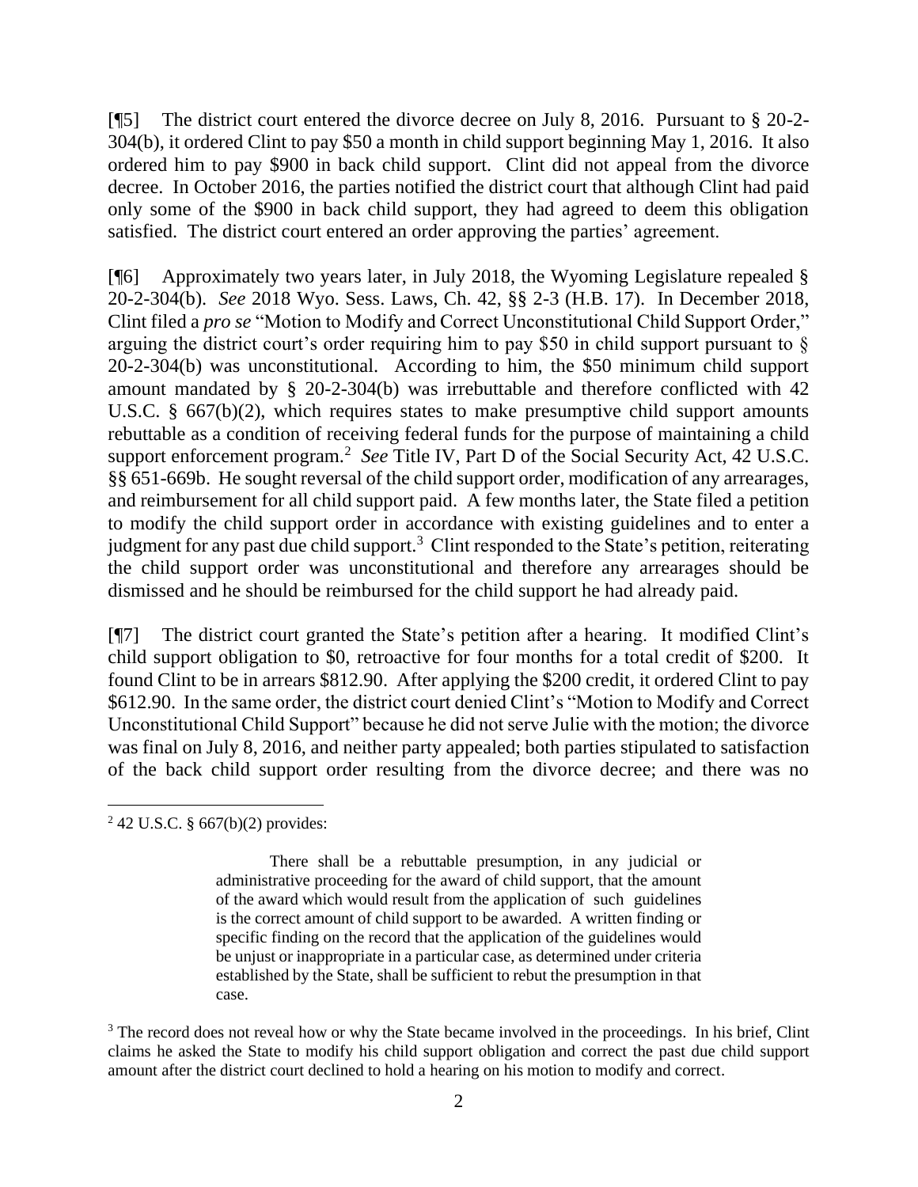[¶5] The district court entered the divorce decree on July 8, 2016. Pursuant to § 20-2-304(b), it ordered Clint to pay $50 a month in child support beginning May 1, 2016. It also ordered him to pay $900 in back child support. Clint did not appeal from the divorce decree. In October 2016, the parties notified the district court that although Clint had paid only some of the $900 in back child support, they had agreed to deem this obligation satisfied. The district court entered an order approving the parties' agreement.

[¶6] Approximately two years later, in July 2018, the Wyoming Legislature repealed § 20-2-304(b). *See* 2018 Wyo. Sess. Laws, Ch. 42, §§ 2-3 (H.B. 17). In December 2018, Clint filed a *pro se* "Motion to Modify and Correct Unconstitutional Child Support Order," arguing the district court's order requiring him to pay $50 in child support pursuant to § 20-2-304(b) was unconstitutional. According to him, the $50 minimum child support amount mandated by § 20-2-304(b) was irrebuttable and therefore conflicted with 42 U.S.C. § 667(b)(2), which requires states to make presumptive child support amounts rebuttable as a condition of receiving federal funds for the purpose of maintaining a child support enforcement program.[2] *See* Title IV, Part D of the Social Security Act, 42 U.S.C. §§ 651-669b. He sought reversal of the child support order, modification of any arrearages, and reimbursement for all child support paid. A few months later, the State filed a petition to modify the child support order in accordance with existing guidelines and to enter a judgment for any past due child support.[3] Clint responded to the State's petition, reiterating the child support order was unconstitutional and therefore any arrearages should be dismissed and he should be reimbursed for the child support he had already paid.

[¶7] The district court granted the State's petition after a hearing. It modified Clint's child support obligation to $0, retroactive for four months for a total credit of $200. It found Clint to be in arrears $812.90. After applying the $200 credit, it ordered Clint to pay $612.90. In the same order, the district court denied Clint's "Motion to Modify and Correct Unconstitutional Child Support" because he did not serve Julie with the motion; the divorce was final on July 8, 2016, and neither party appealed; both parties stipulated to satisfaction of the back child support order resulting from the divorce decree; and there was no

---

[2] 42 U.S.C. § 667(b)(2) provides:

> There shall be a rebuttable presumption, in any judicial or administrative proceeding for the award of child support, that the amount of the award which would result from the application of such guidelines is the correct amount of child support to be awarded. A written finding or specific finding on the record that the application of the guidelines would be unjust or inappropriate in a particular case, as determined under criteria established by the State, shall be sufficient to rebut the presumption in that case.

[3] The record does not reveal how or why the State became involved in the proceedings. In his brief, Clint claims he asked the State to modify his child support obligation and correct the past due child support amount after the district court declined to hold a hearing on his motion to modify and correct.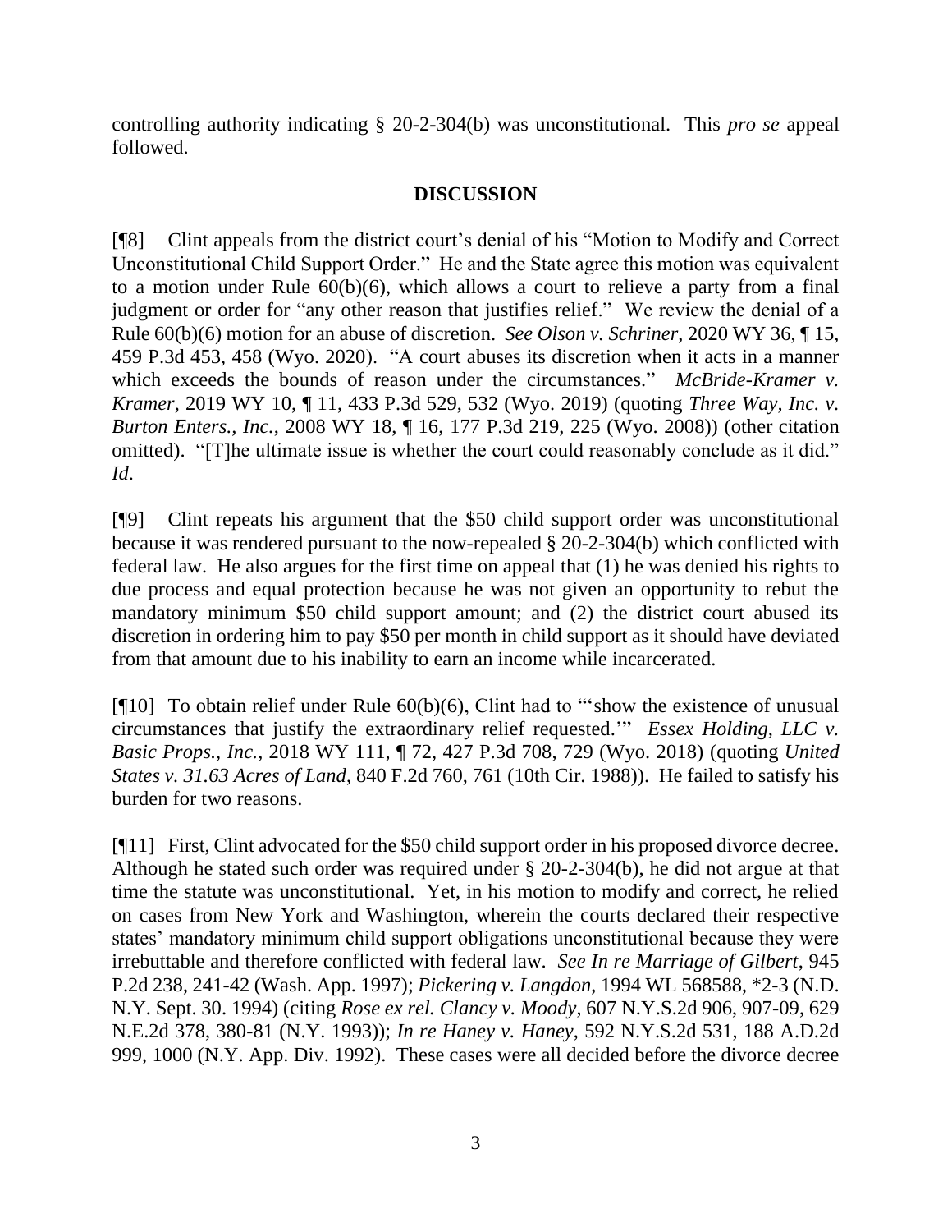controlling authority indicating § 20-2-304(b) was unconstitutional. This *pro se* appeal followed.

## DISCUSSION

[¶8] Clint appeals from the district court's denial of his "Motion to Modify and Correct Unconstitutional Child Support Order." He and the State agree this motion was equivalent to a motion under Rule 60(b)(6), which allows a court to relieve a party from a final judgment or order for "any other reason that justifies relief." We review the denial of a Rule 60(b)(6) motion for an abuse of discretion. *See Olson v. Schriner*, 2020 WY 36, ¶ 15, 459 P.3d 453, 458 (Wyo. 2020). "A court abuses its discretion when it acts in a manner which exceeds the bounds of reason under the circumstances." *McBride-Kramer v. Kramer*, 2019 WY 10, ¶ 11, 433 P.3d 529, 532 (Wyo. 2019) (quoting *Three Way, Inc. v. Burton Enters., Inc.*, 2008 WY 18, ¶ 16, 177 P.3d 219, 225 (Wyo. 2008)) (other citation omitted). "[T]he ultimate issue is whether the court could reasonably conclude as it did." *Id*.

[¶9] Clint repeats his argument that the $50 child support order was unconstitutional because it was rendered pursuant to the now-repealed § 20-2-304(b) which conflicted with federal law. He also argues for the first time on appeal that (1) he was denied his rights to due process and equal protection because he was not given an opportunity to rebut the mandatory minimum $50 child support amount; and (2) the district court abused its discretion in ordering him to pay $50 per month in child support as it should have deviated from that amount due to his inability to earn an income while incarcerated.

[¶10] To obtain relief under Rule 60(b)(6), Clint had to "'show the existence of unusual circumstances that justify the extraordinary relief requested.'" *Essex Holding, LLC v. Basic Props., Inc.*, 2018 WY 111, ¶ 72, 427 P.3d 708, 729 (Wyo. 2018) (quoting *United States v. 31.63 Acres of Land*, 840 F.2d 760, 761 (10th Cir. 1988)). He failed to satisfy his burden for two reasons.

[¶11] First, Clint advocated for the $50 child support order in his proposed divorce decree. Although he stated such order was required under § 20-2-304(b), he did not argue at that time the statute was unconstitutional. Yet, in his motion to modify and correct, he relied on cases from New York and Washington, wherein the courts declared their respective states' mandatory minimum child support obligations unconstitutional because they were irrebuttable and therefore conflicted with federal law. *See In re Marriage of Gilbert*, 945 P.2d 238, 241-42 (Wash. App. 1997); *Pickering v. Langdon*, 1994 WL 568588, *2-3 (N.D. N.Y. Sept. 30. 1994) (citing *Rose ex rel. Clancy v. Moody*, 607 N.Y.S.2d 906, 907-09, 629 N.E.2d 378, 380-81 (N.Y. 1993)); *In re Haney v. Haney*, 592 N.Y.S.2d 531, 188 A.D.2d 999, 1000 (N.Y. App. Div. 1992). These cases were all decided <u>before</u> the divorce decree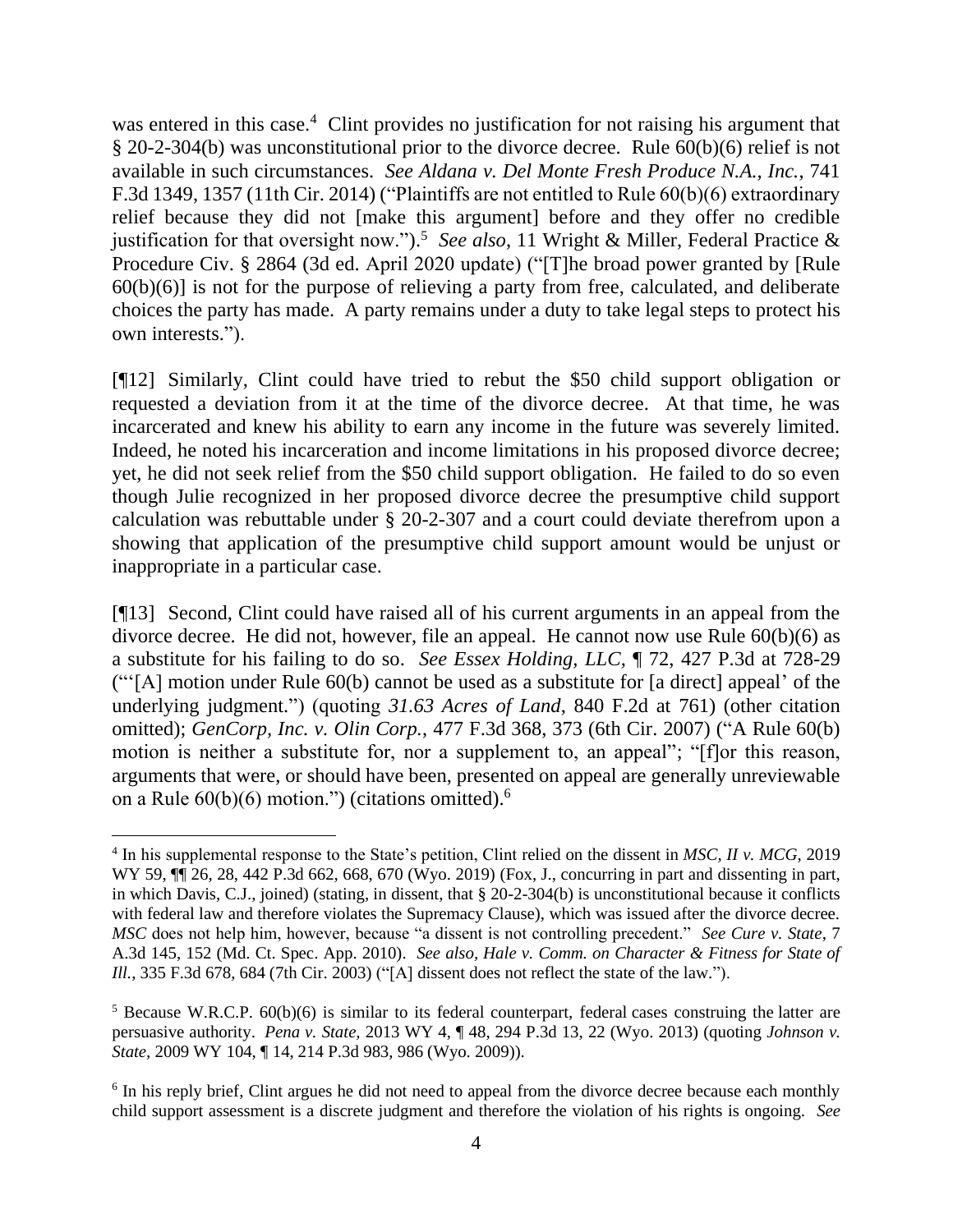was entered in this case.[4] Clint provides no justification for not raising his argument that § 20-2-304(b) was unconstitutional prior to the divorce decree. Rule 60(b)(6) relief is not available in such circumstances. *See Aldana v. Del Monte Fresh Produce N.A., Inc.*, 741 F.3d 1349, 1357 (11th Cir. 2014) ("Plaintiffs are not entitled to Rule 60(b)(6) extraordinary relief because they did not [make this argument] before and they offer no credible justification for that oversight now.").[5] *See also*, 11 Wright & Miller, Federal Practice & Procedure Civ. § 2864 (3d ed. April 2020 update) ("[T]he broad power granted by [Rule 60(b)(6)] is not for the purpose of relieving a party from free, calculated, and deliberate choices the party has made. A party remains under a duty to take legal steps to protect his own interests.").

[¶12] Similarly, Clint could have tried to rebut the $50 child support obligation or requested a deviation from it at the time of the divorce decree. At that time, he was incarcerated and knew his ability to earn any income in the future was severely limited. Indeed, he noted his incarceration and income limitations in his proposed divorce decree; yet, he did not seek relief from the $50 child support obligation. He failed to do so even though Julie recognized in her proposed divorce decree the presumptive child support calculation was rebuttable under § 20-2-307 and a court could deviate therefrom upon a showing that application of the presumptive child support amount would be unjust or inappropriate in a particular case.

[¶13] Second, Clint could have raised all of his current arguments in an appeal from the divorce decree. He did not, however, file an appeal. He cannot now use Rule 60(b)(6) as a substitute for his failing to do so. *See Essex Holding, LLC*, ¶ 72, 427 P.3d at 728-29 ("'[A] motion under Rule 60(b) cannot be used as a substitute for [a direct] appeal' of the underlying judgment.") (quoting *31.63 Acres of Land*, 840 F.2d at 761) (other citation omitted); *GenCorp, Inc. v. Olin Corp.*, 477 F.3d 368, 373 (6th Cir. 2007) ("A Rule 60(b) motion is neither a substitute for, nor a supplement to, an appeal"; "[f]or this reason, arguments that were, or should have been, presented on appeal are generally unreviewable on a Rule 60(b)(6) motion.") (citations omitted).[6]

---

[4] In his supplemental response to the State's petition, Clint relied on the dissent in *MSC, II v. MCG*, 2019 WY 59, ¶¶ 26, 28, 442 P.3d 662, 668, 670 (Wyo. 2019) (Fox, J., concurring in part and dissenting in part, in which Davis, C.J., joined) (stating, in dissent, that § 20-2-304(b) is unconstitutional because it conflicts with federal law and therefore violates the Supremacy Clause), which was issued after the divorce decree. *MSC* does not help him, however, because "a dissent is not controlling precedent." *See Cure v. State*, 7 A.3d 145, 152 (Md. Ct. Spec. App. 2010). *See also, Hale v. Comm. on Character & Fitness for State of Ill.*, 335 F.3d 678, 684 (7th Cir. 2003) ("[A] dissent does not reflect the state of the law.").

[5] Because W.R.C.P. 60(b)(6) is similar to its federal counterpart, federal cases construing the latter are persuasive authority. *Pena v. State*, 2013 WY 4, ¶ 48, 294 P.3d 13, 22 (Wyo. 2013) (quoting *Johnson v. State*, 2009 WY 104, ¶ 14, 214 P.3d 983, 986 (Wyo. 2009)).

[6] In his reply brief, Clint argues he did not need to appeal from the divorce decree because each monthly child support assessment is a discrete judgment and therefore the violation of his rights is ongoing. *See*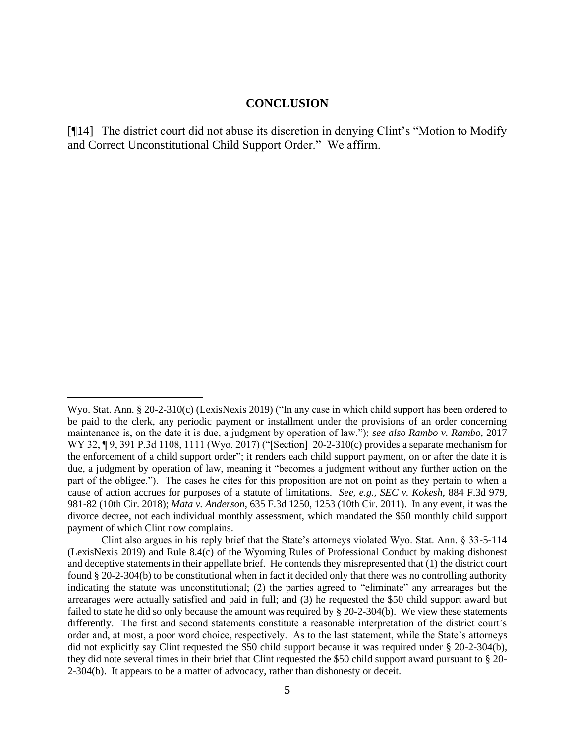## CONCLUSION

[¶14] The district court did not abuse its discretion in denying Clint's "Motion to Modify and Correct Unconstitutional Child Support Order." We affirm.

---

Wyo. Stat. Ann. § 20-2-310(c) (LexisNexis 2019) ("In any case in which child support has been ordered to be paid to the clerk, any periodic payment or installment under the provisions of an order concerning maintenance is, on the date it is due, a judgment by operation of law."); *see also Rambo v. Rambo*, 2017 WY 32, ¶ 9, 391 P.3d 1108, 1111 (Wyo. 2017) ("[Section] 20-2-310(c) provides a separate mechanism for the enforcement of a child support order"; it renders each child support payment, on or after the date it is due, a judgment by operation of law, meaning it "becomes a judgment without any further action on the part of the obligee."). The cases he cites for this proposition are not on point as they pertain to when a cause of action accrues for purposes of a statute of limitations. *See, e.g., SEC v. Kokesh*, 884 F.3d 979, 981-82 (10th Cir. 2018); *Mata v. Anderson*, 635 F.3d 1250, 1253 (10th Cir. 2011). In any event, it was the divorce decree, not each individual monthly assessment, which mandated the $50 monthly child support payment of which Clint now complains.

Clint also argues in his reply brief that the State's attorneys violated Wyo. Stat. Ann. § 33-5-114 (LexisNexis 2019) and Rule 8.4(c) of the Wyoming Rules of Professional Conduct by making dishonest and deceptive statements in their appellate brief. He contends they misrepresented that (1) the district court found § 20-2-304(b) to be constitutional when in fact it decided only that there was no controlling authority indicating the statute was unconstitutional; (2) the parties agreed to "eliminate" any arrearages but the arrearages were actually satisfied and paid in full; and (3) he requested the $50 child support award but failed to state he did so only because the amount was required by § 20-2-304(b). We view these statements differently. The first and second statements constitute a reasonable interpretation of the district court's order and, at most, a poor word choice, respectively. As to the last statement, while the State's attorneys did not explicitly say Clint requested the $50 child support because it was required under § 20-2-304(b), they did note several times in their brief that Clint requested the $50 child support award pursuant to § 20-2-304(b). It appears to be a matter of advocacy, rather than dishonesty or deceit.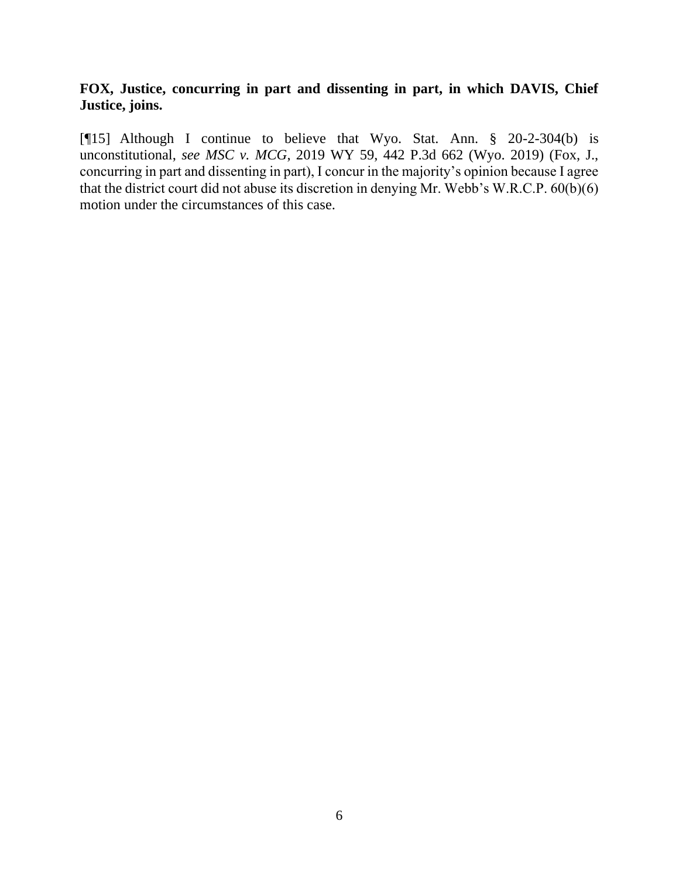**FOX, Justice, concurring in part and dissenting in part, in which DAVIS, Chief Justice, joins.**

[¶15] Although I continue to believe that Wyo. Stat. Ann. § 20-2-304(b) is unconstitutional, *see MSC v. MCG*, 2019 WY 59, 442 P.3d 662 (Wyo. 2019) (Fox, J., concurring in part and dissenting in part), I concur in the majority's opinion because I agree that the district court did not abuse its discretion in denying Mr. Webb's W.R.C.P. 60(b)(6) motion under the circumstances of this case.